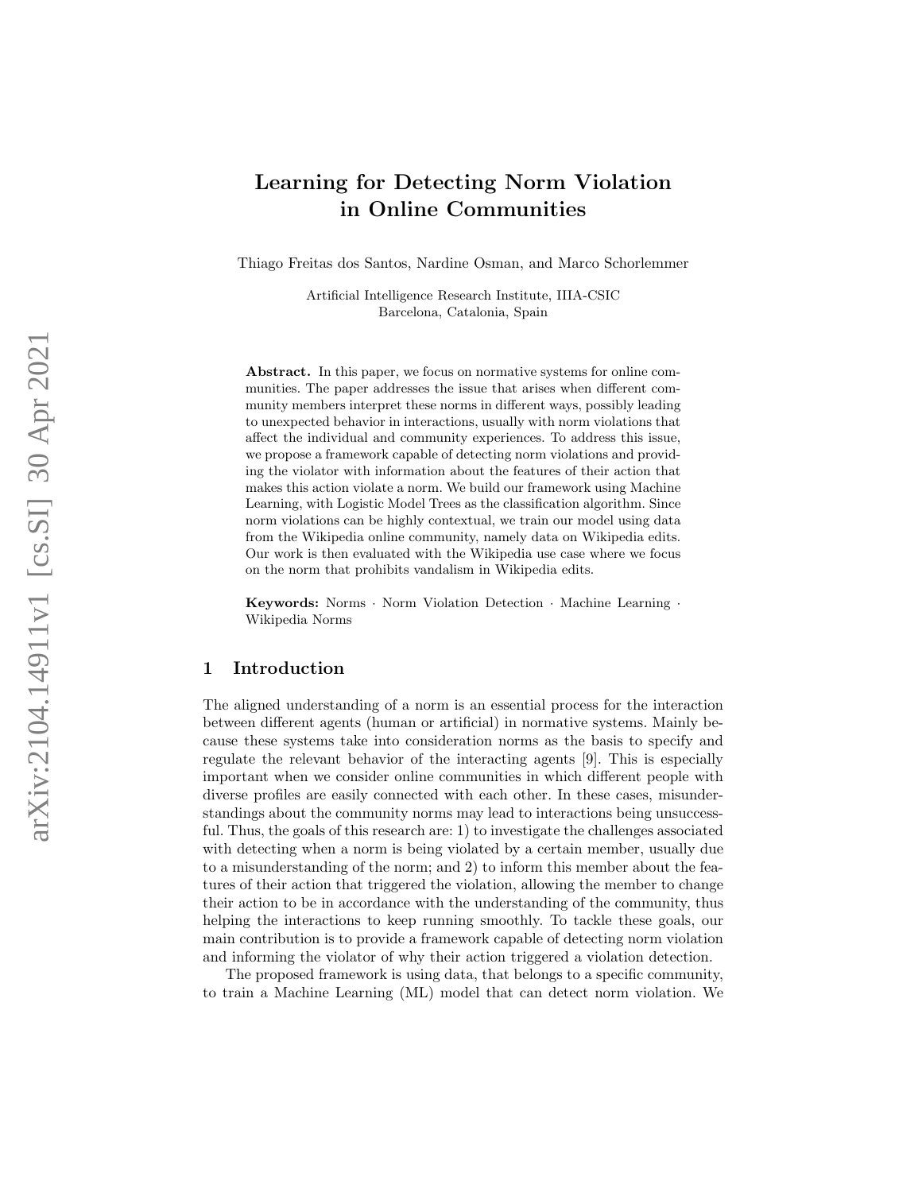# Learning for Detecting Norm Violation in Online Communities

Thiago Freitas dos Santos, Nardine Osman, and Marco Schorlemmer

Artificial Intelligence Research Institute, IIIA-CSIC
Barcelona, Catalonia, Spain

**Abstract.** In this paper, we focus on normative systems for online communities. The paper addresses the issue that arises when different community members interpret these norms in different ways, possibly leading to unexpected behavior in interactions, usually with norm violations that affect the individual and community experiences. To address this issue, we propose a framework capable of detecting norm violations and providing the violator with information about the features of their action that makes this action violate a norm. We build our framework using Machine Learning, with Logistic Model Trees as the classification algorithm. Since norm violations can be highly contextual, we train our model using data from the Wikipedia online community, namely data on Wikipedia edits. Our work is then evaluated with the Wikipedia use case where we focus on the norm that prohibits vandalism in Wikipedia edits.

**Keywords:** Norms · Norm Violation Detection · Machine Learning · Wikipedia Norms

## 1 Introduction

The aligned understanding of a norm is an essential process for the interaction between different agents (human or artificial) in normative systems. Mainly because these systems take into consideration norms as the basis to specify and regulate the relevant behavior of the interacting agents [9]. This is especially important when we consider online communities in which different people with diverse profiles are easily connected with each other. In these cases, misunderstandings about the community norms may lead to interactions being unsuccessful. Thus, the goals of this research are: 1) to investigate the challenges associated with detecting when a norm is being violated by a certain member, usually due to a misunderstanding of the norm; and 2) to inform this member about the features of their action that triggered the violation, allowing the member to change their action to be in accordance with the understanding of the community, thus helping the interactions to keep running smoothly. To tackle these goals, our main contribution is to provide a framework capable of detecting norm violation and informing the violator of why their action triggered a violation detection.

The proposed framework is using data, that belongs to a specific community, to train a Machine Learning (ML) model that can detect norm violation. We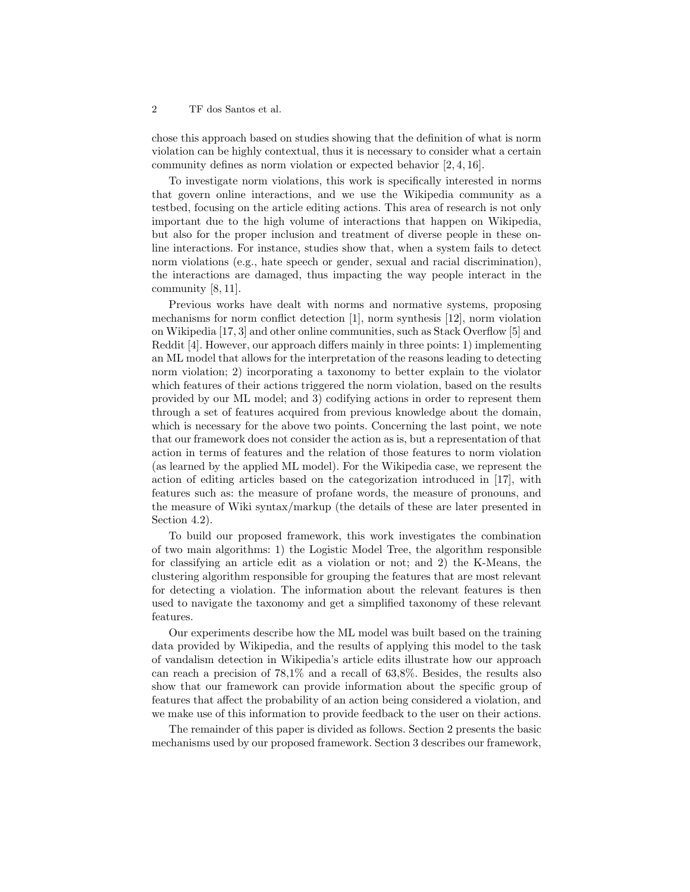chose this approach based on studies showing that the definition of what is norm violation can be highly contextual, thus it is necessary to consider what a certain community defines as norm violation or expected behavior [2, 4, 16].

To investigate norm violations, this work is specifically interested in norms that govern online interactions, and we use the Wikipedia community as a testbed, focusing on the article editing actions. This area of research is not only important due to the high volume of interactions that happen on Wikipedia, but also for the proper inclusion and treatment of diverse people in these online interactions. For instance, studies show that, when a system fails to detect norm violations (e.g., hate speech or gender, sexual and racial discrimination), the interactions are damaged, thus impacting the way people interact in the community [8, 11].

Previous works have dealt with norms and normative systems, proposing mechanisms for norm conflict detection [1], norm synthesis [12], norm violation on Wikipedia [17, 3] and other online communities, such as Stack Overflow [5] and Reddit [4]. However, our approach differs mainly in three points: 1) implementing an ML model that allows for the interpretation of the reasons leading to detecting norm violation; 2) incorporating a taxonomy to better explain to the violator which features of their actions triggered the norm violation, based on the results provided by our ML model; and 3) codifying actions in order to represent them through a set of features acquired from previous knowledge about the domain, which is necessary for the above two points. Concerning the last point, we note that our framework does not consider the action as is, but a representation of that action in terms of features and the relation of those features to norm violation (as learned by the applied ML model). For the Wikipedia case, we represent the action of editing articles based on the categorization introduced in [17], with features such as: the measure of profane words, the measure of pronouns, and the measure of Wiki syntax/markup (the details of these are later presented in Section 4.2).

To build our proposed framework, this work investigates the combination of two main algorithms: 1) the Logistic Model Tree, the algorithm responsible for classifying an article edit as a violation or not; and 2) the K-Means, the clustering algorithm responsible for grouping the features that are most relevant for detecting a violation. The information about the relevant features is then used to navigate the taxonomy and get a simplified taxonomy of these relevant features.

Our experiments describe how the ML model was built based on the training data provided by Wikipedia, and the results of applying this model to the task of vandalism detection in Wikipedia's article edits illustrate how our approach can reach a precision of 78,1% and a recall of 63,8%. Besides, the results also show that our framework can provide information about the specific group of features that affect the probability of an action being considered a violation, and we make use of this information to provide feedback to the user on their actions.

The remainder of this paper is divided as follows. Section 2 presents the basic mechanisms used by our proposed framework. Section 3 describes our framework,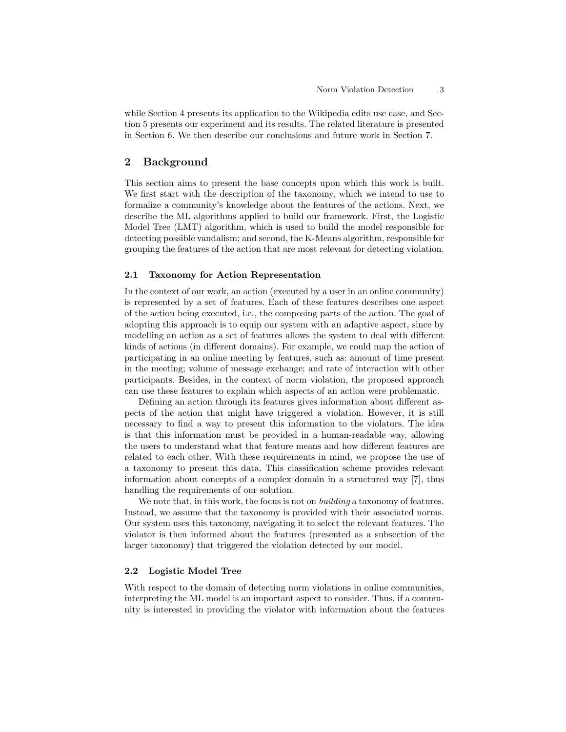while Section 4 presents its application to the Wikipedia edits use case, and Section 5 presents our experiment and its results. The related literature is presented in Section 6. We then describe our conclusions and future work in Section 7.

## 2 Background

This section aims to present the base concepts upon which this work is built. We first start with the description of the taxonomy, which we intend to use to formalize a community's knowledge about the features of the actions. Next, we describe the ML algorithms applied to build our framework. First, the Logistic Model Tree (LMT) algorithm, which is used to build the model responsible for detecting possible vandalism; and second, the K-Means algorithm, responsible for grouping the features of the action that are most relevant for detecting violation.

### 2.1 Taxonomy for Action Representation

In the context of our work, an action (executed by a user in an online community) is represented by a set of features. Each of these features describes one aspect of the action being executed, i.e., the composing parts of the action. The goal of adopting this approach is to equip our system with an adaptive aspect, since by modelling an action as a set of features allows the system to deal with different kinds of actions (in different domains). For example, we could map the action of participating in an online meeting by features, such as: amount of time present in the meeting; volume of message exchange; and rate of interaction with other participants. Besides, in the context of norm violation, the proposed approach can use these features to explain which aspects of an action were problematic.

Defining an action through its features gives information about different aspects of the action that might have triggered a violation. However, it is still necessary to find a way to present this information to the violators. The idea is that this information must be provided in a human-readable way, allowing the users to understand what that feature means and how different features are related to each other. With these requirements in mind, we propose the use of a taxonomy to present this data. This classification scheme provides relevant information about concepts of a complex domain in a structured way [7], thus handling the requirements of our solution.

We note that, in this work, the focus is not on *building* a taxonomy of features. Instead, we assume that the taxonomy is provided with their associated norms. Our system uses this taxonomy, navigating it to select the relevant features. The violator is then informed about the features (presented as a subsection of the larger taxonomy) that triggered the violation detected by our model.

### 2.2 Logistic Model Tree

With respect to the domain of detecting norm violations in online communities, interpreting the ML model is an important aspect to consider. Thus, if a community is interested in providing the violator with information about the features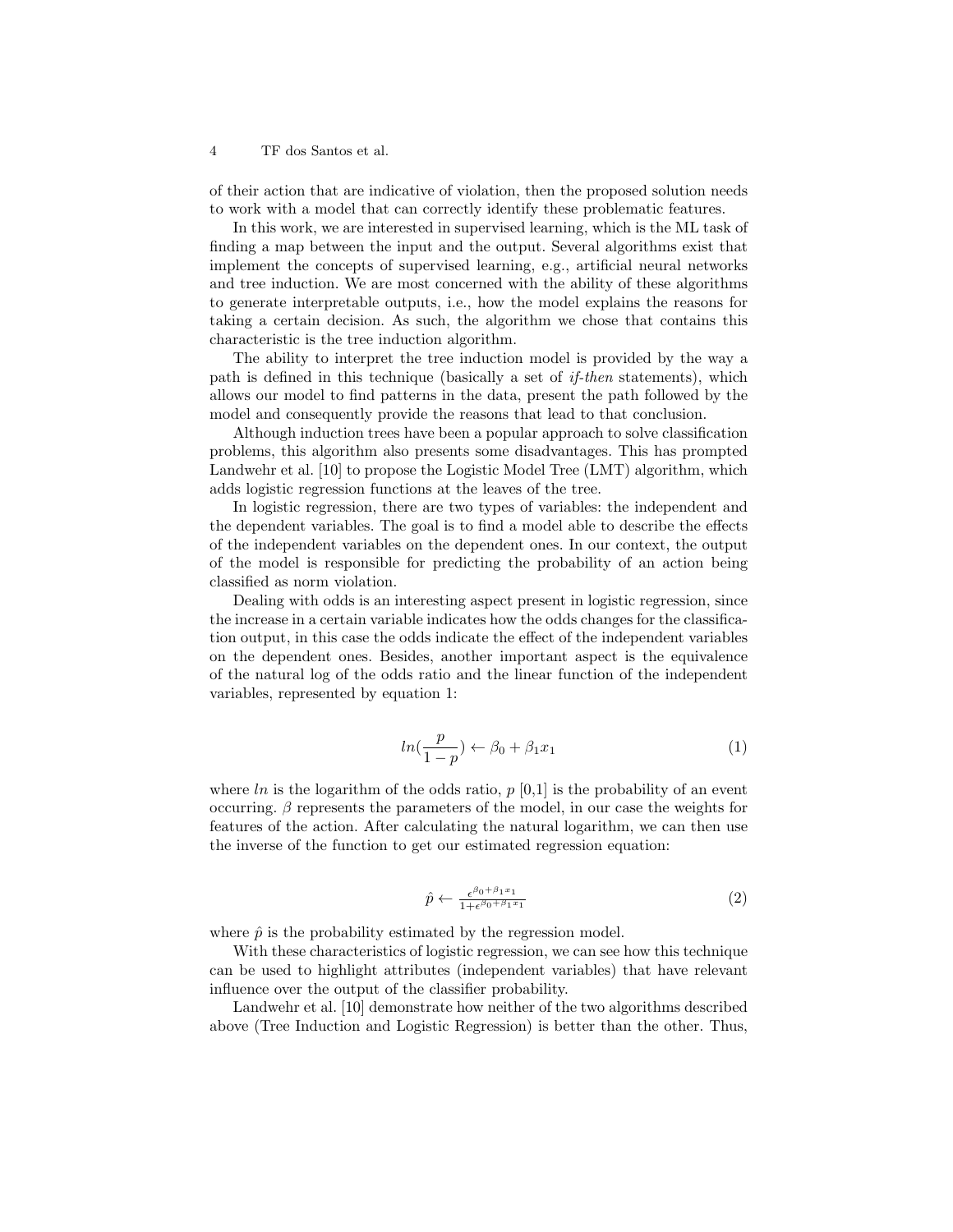of their action that are indicative of violation, then the proposed solution needs to work with a model that can correctly identify these problematic features.

In this work, we are interested in supervised learning, which is the ML task of finding a map between the input and the output. Several algorithms exist that implement the concepts of supervised learning, e.g., artificial neural networks and tree induction. We are most concerned with the ability of these algorithms to generate interpretable outputs, i.e., how the model explains the reasons for taking a certain decision. As such, the algorithm we chose that contains this characteristic is the tree induction algorithm.

The ability to interpret the tree induction model is provided by the way a path is defined in this technique (basically a set of *if-then* statements), which allows our model to find patterns in the data, present the path followed by the model and consequently provide the reasons that lead to that conclusion.

Although induction trees have been a popular approach to solve classification problems, this algorithm also presents some disadvantages. This has prompted Landwehr et al. [10] to propose the Logistic Model Tree (LMT) algorithm, which adds logistic regression functions at the leaves of the tree.

In logistic regression, there are two types of variables: the independent and the dependent variables. The goal is to find a model able to describe the effects of the independent variables on the dependent ones. In our context, the output of the model is responsible for predicting the probability of an action being classified as norm violation.

Dealing with odds is an interesting aspect present in logistic regression, since the increase in a certain variable indicates how the odds changes for the classification output, in this case the odds indicate the effect of the independent variables on the dependent ones. Besides, another important aspect is the equivalence of the natural log of the odds ratio and the linear function of the independent variables, represented by equation 1:

$$ln(\frac{p}{1-p}) \leftarrow \beta_0 + \beta_1 x_1 \tag{1}$$

where $ln$ is the logarithm of the odds ratio, $p$ [0,1] is the probability of an event occurring. $\beta$ represents the parameters of the model, in our case the weights for features of the action. After calculating the natural logarithm, we can then use the inverse of the function to get our estimated regression equation:

$$\hat{p} \leftarrow \frac{\epsilon^{\beta_0 + \beta_1 x_1}}{1 + \epsilon^{\beta_0 + \beta_1 x_1}} \tag{2}$$

where $\hat{p}$ is the probability estimated by the regression model.

With these characteristics of logistic regression, we can see how this technique can be used to highlight attributes (independent variables) that have relevant influence over the output of the classifier probability.

Landwehr et al. [10] demonstrate how neither of the two algorithms described above (Tree Induction and Logistic Regression) is better than the other. Thus,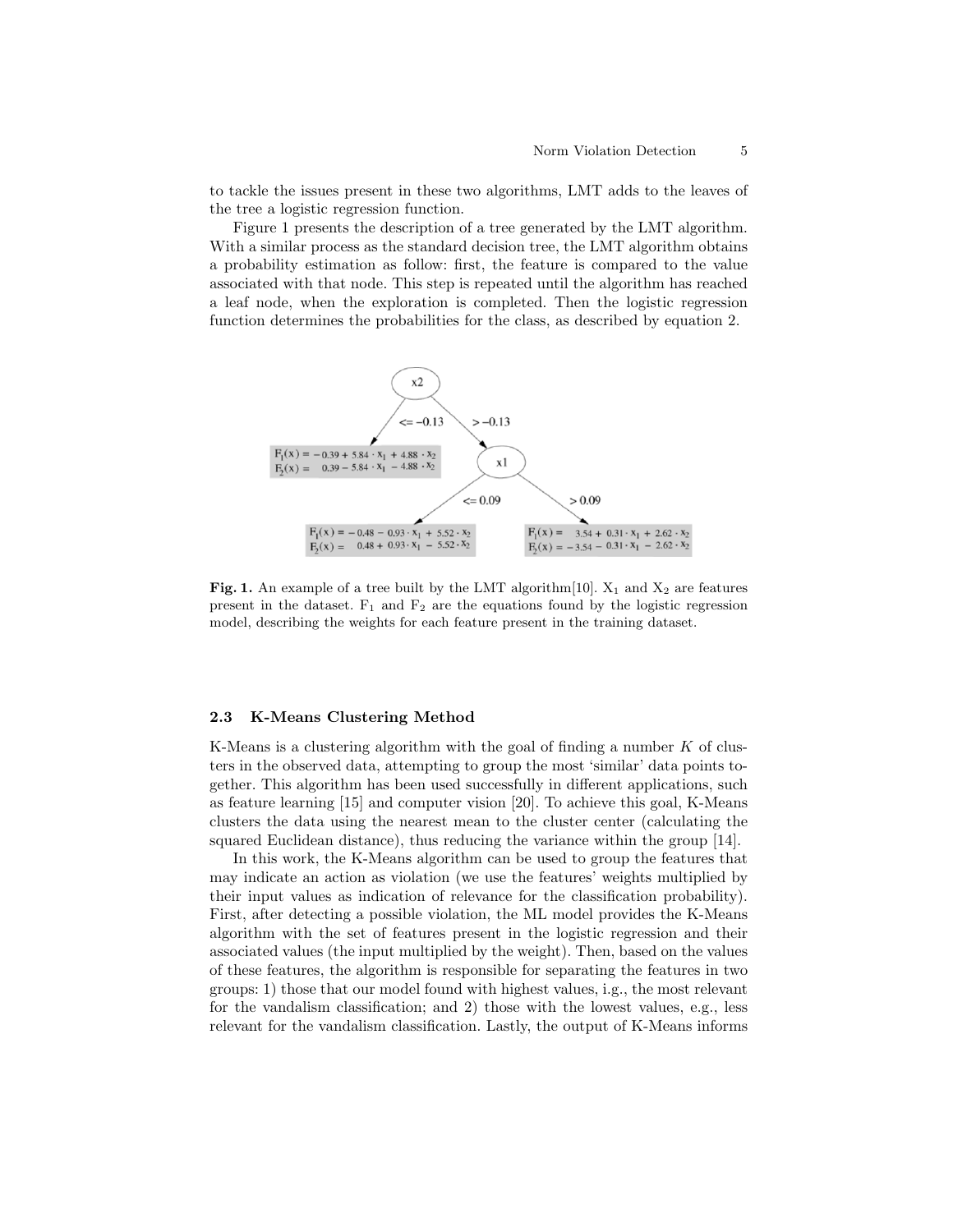to tackle the issues present in these two algorithms, LMT adds to the leaves of the tree a logistic regression function.

Figure 1 presents the description of a tree generated by the LMT algorithm. With a similar process as the standard decision tree, the LMT algorithm obtains a probability estimation as follow: first, the feature is compared to the value associated with that node. This step is repeated until the algorithm has reached a leaf node, when the exploration is completed. Then the logistic regression function determines the probabilities for the class, as described by equation 2.

**Fig. 1.** An example of a tree built by the LMT algorithm[10]. $X_1$ and $X_2$ are features present in the dataset. $F_1$ and $F_2$ are the equations found by the logistic regression model, describing the weights for each feature present in the training dataset.

### 2.3 K-Means Clustering Method

K-Means is a clustering algorithm with the goal of finding a number $K$ of clusters in the observed data, attempting to group the most 'similar' data points together. This algorithm has been used successfully in different applications, such as feature learning [15] and computer vision [20]. To achieve this goal, K-Means clusters the data using the nearest mean to the cluster center (calculating the squared Euclidean distance), thus reducing the variance within the group [14].

In this work, the K-Means algorithm can be used to group the features that may indicate an action as violation (we use the features' weights multiplied by their input values as indication of relevance for the classification probability). First, after detecting a possible violation, the ML model provides the K-Means algorithm with the set of features present in the logistic regression and their associated values (the input multiplied by the weight). Then, based on the values of these features, the algorithm is responsible for separating the features in two groups: 1) those that our model found with highest values, i.e., the most relevant for the vandalism classification; and 2) those with the lowest values, e.g., less relevant for the vandalism classification. Lastly, the output of K-Means informs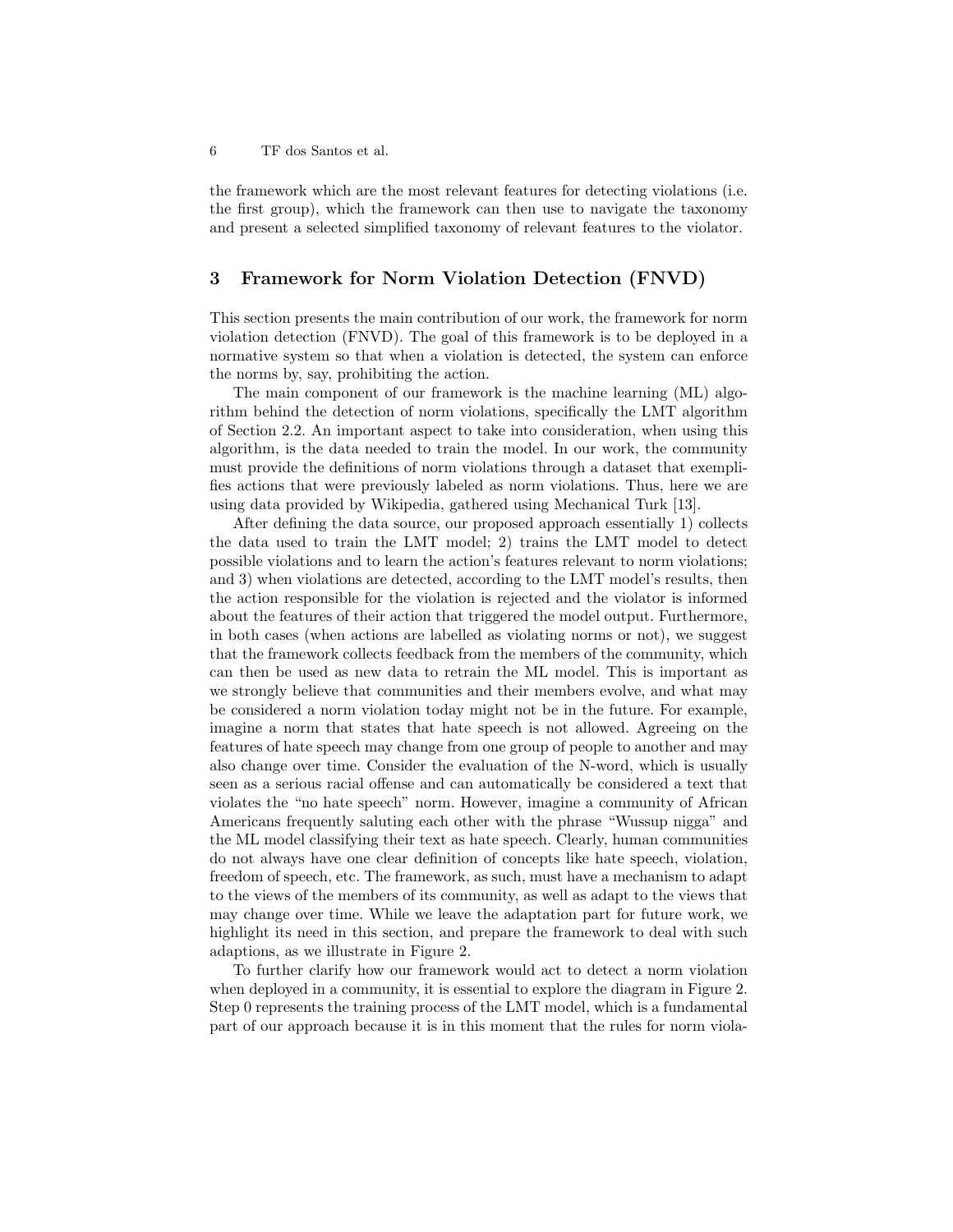the framework which are the most relevant features for detecting violations (i.e. the first group), which the framework can then use to navigate the taxonomy and present a selected simplified taxonomy of relevant features to the violator.

## 3 Framework for Norm Violation Detection (FNVD)

This section presents the main contribution of our work, the framework for norm violation detection (FNVD). The goal of this framework is to be deployed in a normative system so that when a violation is detected, the system can enforce the norms by, say, prohibiting the action.

The main component of our framework is the machine learning (ML) algorithm behind the detection of norm violations, specifically the LMT algorithm of Section 2.2. An important aspect to take into consideration, when using this algorithm, is the data needed to train the model. In our work, the community must provide the definitions of norm violations through a dataset that exemplifies actions that were previously labeled as norm violations. Thus, here we are using data provided by Wikipedia, gathered using Mechanical Turk [13].

After defining the data source, our proposed approach essentially 1) collects the data used to train the LMT model; 2) trains the LMT model to detect possible violations and to learn the action's features relevant to norm violations; and 3) when violations are detected, according to the LMT model's results, then the action responsible for the violation is rejected and the violator is informed about the features of their action that triggered the model output. Furthermore, in both cases (when actions are labelled as violating norms or not), we suggest that the framework collects feedback from the members of the community, which can then be used as new data to retrain the ML model. This is important as we strongly believe that communities and their members evolve, and what may be considered a norm violation today might not be in the future. For example, imagine a norm that states that hate speech is not allowed. Agreeing on the features of hate speech may change from one group of people to another and may also change over time. Consider the evaluation of the N-word, which is usually seen as a serious racial offense and can automatically be considered a text that violates the "no hate speech" norm. However, imagine a community of African Americans frequently saluting each other with the phrase "Wussup nigga" and the ML model classifying their text as hate speech. Clearly, human communities do not always have one clear definition of concepts like hate speech, violation, freedom of speech, etc. The framework, as such, must have a mechanism to adapt to the views of the members of its community, as well as adapt to the views that may change over time. While we leave the adaptation part for future work, we highlight its need in this section, and prepare the framework to deal with such adaptions, as we illustrate in Figure 2.

To further clarify how our framework would act to detect a norm violation when deployed in a community, it is essential to explore the diagram in Figure 2. Step 0 represents the training process of the LMT model, which is a fundamental part of our approach because it is in this moment that the rules for norm viola-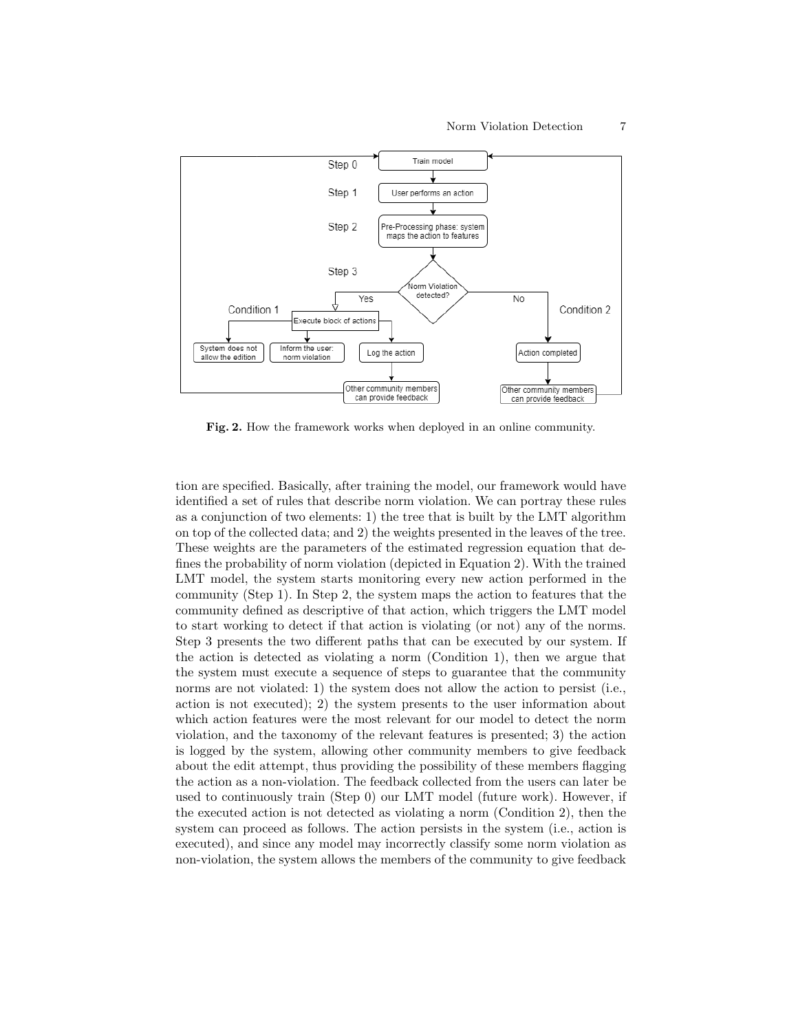**Fig. 2.** How the framework works when deployed in an online community.

tion are specified. Basically, after training the model, our framework would have identified a set of rules that describe norm violation. We can portray these rules as a conjunction of two elements: 1) the tree that is built by the LMT algorithm on top of the collected data; and 2) the weights presented in the leaves of the tree. These weights are the parameters of the estimated regression equation that defines the probability of norm violation (depicted in Equation 2). With the trained LMT model, the system starts monitoring every new action performed in the community (Step 1). In Step 2, the system maps the action to features that the community defined as descriptive of that action, which triggers the LMT model to start working to detect if that action is violating (or not) any of the norms. Step 3 presents the two different paths that can be executed by our system. If the action is detected as violating a norm (Condition 1), then we argue that the system must execute a sequence of steps to guarantee that the community norms are not violated: 1) the system does not allow the action to persist (i.e., action is not executed); 2) the system presents to the user information about which action features were the most relevant for our model to detect the norm violation, and the taxonomy of the relevant features is presented; 3) the action is logged by the system, allowing other community members to give feedback about the edit attempt, thus providing the possibility of these members flagging the action as a non-violation. The feedback collected from the users can later be used to continuously train (Step 0) our LMT model (future work). However, if the executed action is not detected as violating a norm (Condition 2), then the system can proceed as follows. The action persists in the system (i.e., action is executed), and since any model may incorrectly classify some norm violation as non-violation, the system allows the members of the community to give feedback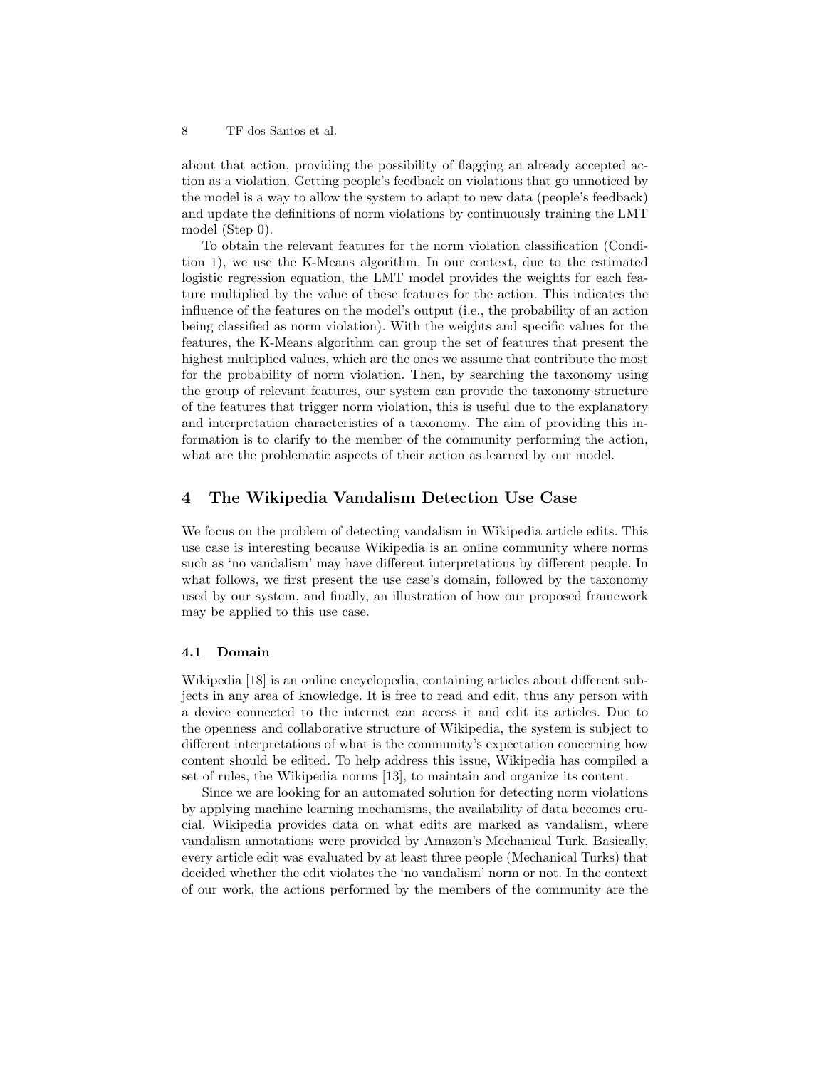about that action, providing the possibility of flagging an already accepted action as a violation. Getting people's feedback on violations that go unnoticed by the model is a way to allow the system to adapt to new data (people's feedback) and update the definitions of norm violations by continuously training the LMT model (Step 0).

To obtain the relevant features for the norm violation classification (Condition 1), we use the K-Means algorithm. In our context, due to the estimated logistic regression equation, the LMT model provides the weights for each feature multiplied by the value of these features for the action. This indicates the influence of the features on the model's output (i.e., the probability of an action being classified as norm violation). With the weights and specific values for the features, the K-Means algorithm can group the set of features that present the highest multiplied values, which are the ones we assume that contribute the most for the probability of norm violation. Then, by searching the taxonomy using the group of relevant features, our system can provide the taxonomy structure of the features that trigger norm violation, this is useful due to the explanatory and interpretation characteristics of a taxonomy. The aim of providing this information is to clarify to the member of the community performing the action, what are the problematic aspects of their action as learned by our model.

## 4 The Wikipedia Vandalism Detection Use Case

We focus on the problem of detecting vandalism in Wikipedia article edits. This use case is interesting because Wikipedia is an online community where norms such as 'no vandalism' may have different interpretations by different people. In what follows, we first present the use case's domain, followed by the taxonomy used by our system, and finally, an illustration of how our proposed framework may be applied to this use case.

### 4.1 Domain

Wikipedia [18] is an online encyclopedia, containing articles about different subjects in any area of knowledge. It is free to read and edit, thus any person with a device connected to the internet can access it and edit its articles. Due to the openness and collaborative structure of Wikipedia, the system is subject to different interpretations of what is the community's expectation concerning how content should be edited. To help address this issue, Wikipedia has compiled a set of rules, the Wikipedia norms [13], to maintain and organize its content.

Since we are looking for an automated solution for detecting norm violations by applying machine learning mechanisms, the availability of data becomes crucial. Wikipedia provides data on what edits are marked as vandalism, where vandalism annotations were provided by Amazon's Mechanical Turk. Basically, every article edit was evaluated by at least three people (Mechanical Turks) that decided whether the edit violates the 'no vandalism' norm or not. In the context of our work, the actions performed by the members of the community are the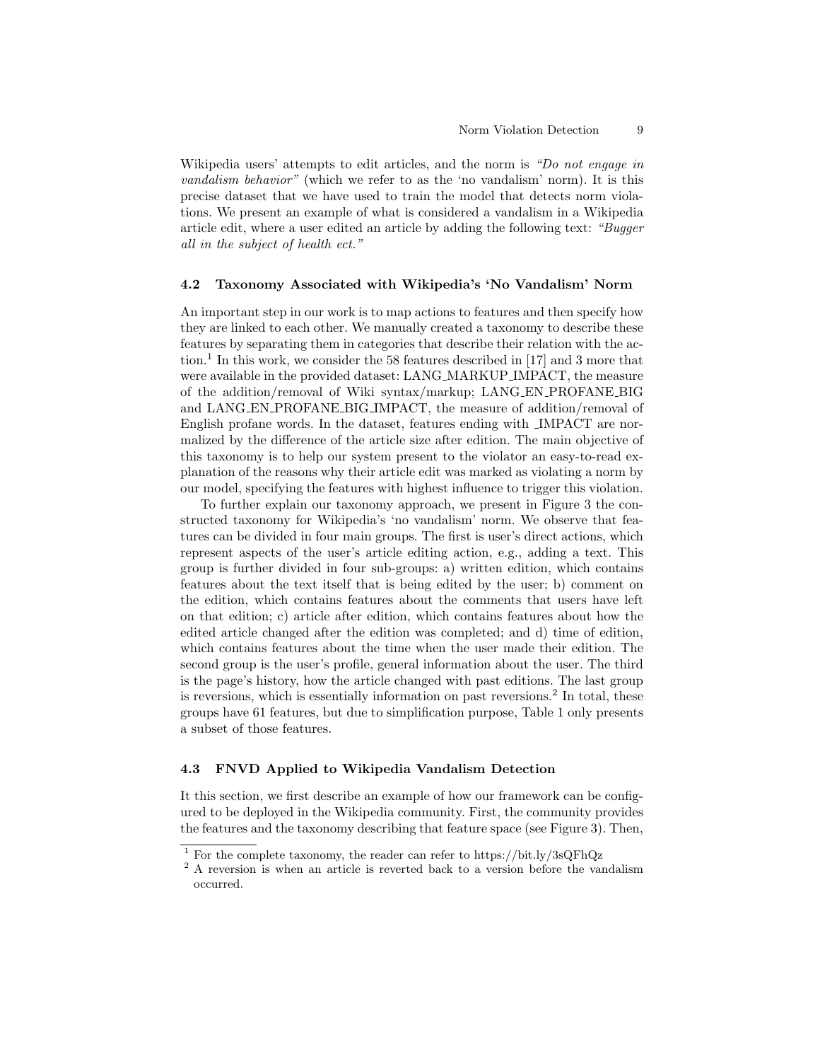Wikipedia users' attempts to edit articles, and the norm is *"Do not engage in vandalism behavior"* (which we refer to as the 'no vandalism' norm). It is this precise dataset that we have used to train the model that detects norm violations. We present an example of what is considered a vandalism in a Wikipedia article edit, where a user edited an article by adding the following text: *"Bugger all in the subject of health ect."*

### 4.2 Taxonomy Associated with Wikipedia's 'No Vandalism' Norm

An important step in our work is to map actions to features and then specify how they are linked to each other. We manually created a taxonomy to describe these features by separating them in categories that describe their relation with the action.[1] In this work, we consider the 58 features described in [17] and 3 more that were available in the provided dataset: LANG_MARKUP_IMPACT, the measure of the addition/removal of Wiki syntax/markup; LANG_EN_PROFANE_BIG and LANG_EN_PROFANE_BIG_IMPACT, the measure of addition/removal of English profane words. In the dataset, features ending with _IMPACT are normalized by the difference of the article size after edition. The main objective of this taxonomy is to help our system present to the violator an easy-to-read explanation of the reasons why their article edit was marked as violating a norm by our model, specifying the features with highest influence to trigger this violation.

To further explain our taxonomy approach, we present in Figure 3 the constructed taxonomy for Wikipedia's 'no vandalism' norm. We observe that features can be divided in four main groups. The first is user's direct actions, which represent aspects of the user's article editing action, e.g., adding a text. This group is further divided in four sub-groups: a) written edition, which contains features about the text itself that is being edited by the user; b) comment on the edition, which contains features about the comments that users have left on that edition; c) article after edition, which contains features about how the edited article changed after the edition was completed; and d) time of edition, which contains features about the time when the user made their edition. The second group is the user's profile, general information about the user. The third is the page's history, how the article changed with past editions. The last group is reversions, which is essentially information on past reversions.[2] In total, these groups have 61 features, but due to simplification purpose, Table 1 only presents a subset of those features.

### 4.3 FNVD Applied to Wikipedia Vandalism Detection

It this section, we first describe an example of how our framework can be configured to be deployed in the Wikipedia community. First, the community provides the features and the taxonomy describing that feature space (see Figure 3). Then,

[1] For the complete taxonomy, the reader can refer to https://bit.ly/3sQFhQz

[2] A reversion is when an article is reverted back to a version before the vandalism occurred.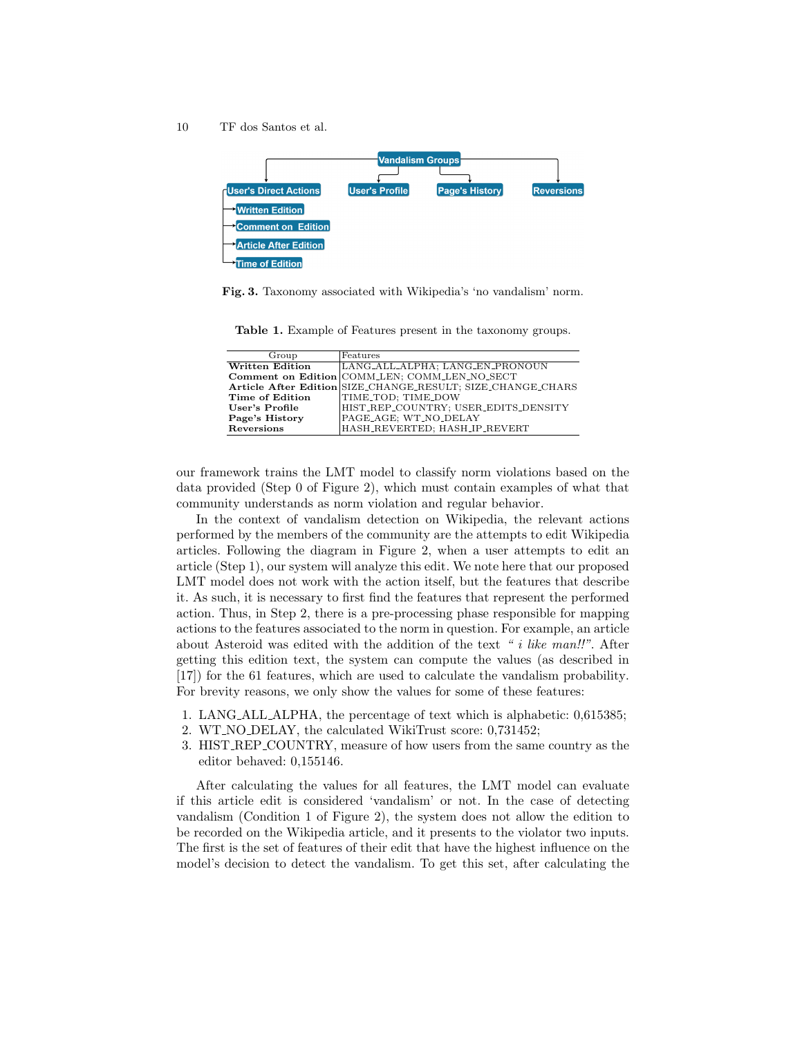Fig. 3. Taxonomy associated with Wikipedia's 'no vandalism' norm.

Table 1. Example of Features present in the taxonomy groups.

| Group | Features |
|---|---|
| **Written Edition** | LANG_ALL_ALPHA; LANG_EN_PRONOUN |
| **Comment on Edition** | COMM_LEN; COMM_LEN_NO_SECT |
| **Article After Edition** | SIZE_CHANGE_RESULT; SIZE_CHANGE_CHARS |
| **Time of Edition** | TIME_TOD; TIME_DOW |
| **User's Profile** | HIST_REP_COUNTRY; USER_EDITS_DENSITY |
| **Page's History** | PAGE_AGE; WT_NO_DELAY |
| **Reversions** | HASH_REVERTED; HASH_IP_REVERT |

our framework trains the LMT model to classify norm violations based on the data provided (Step 0 of Figure 2), which must contain examples of what that community understands as norm violation and regular behavior.

In the context of vandalism detection on Wikipedia, the relevant actions performed by the members of the community are the attempts to edit Wikipedia articles. Following the diagram in Figure 2, when a user attempts to edit an article (Step 1), our system will analyze this edit. We note here that our proposed LMT model does not work with the action itself, but the features that describe it. As such, it is necessary to first find the features that represent the performed action. Thus, in Step 2, there is a pre-processing phase responsible for mapping actions to the features associated to the norm in question. For example, an article about Asteroid was edited with the addition of the text *" i like man!!"*. After getting this edition text, the system can compute the values (as described in [17]) for the 61 features, which are used to calculate the vandalism probability. For brevity reasons, we only show the values for some of these features:

1. LANG_ALL_ALPHA, the percentage of text which is alphabetic: 0,615385;
2. WT_NO_DELAY, the calculated WikiTrust score: 0,731452;
3. HIST_REP_COUNTRY, measure of how users from the same country as the editor behaved: 0,155146.

After calculating the values for all features, the LMT model can evaluate if this article edit is considered 'vandalism' or not. In the case of detecting vandalism (Condition 1 of Figure 2), the system does not allow the edition to be recorded on the Wikipedia article, and it presents to the violator two inputs. The first is the set of features of their edit that have the highest influence on the model's decision to detect the vandalism. To get this set, after calculating the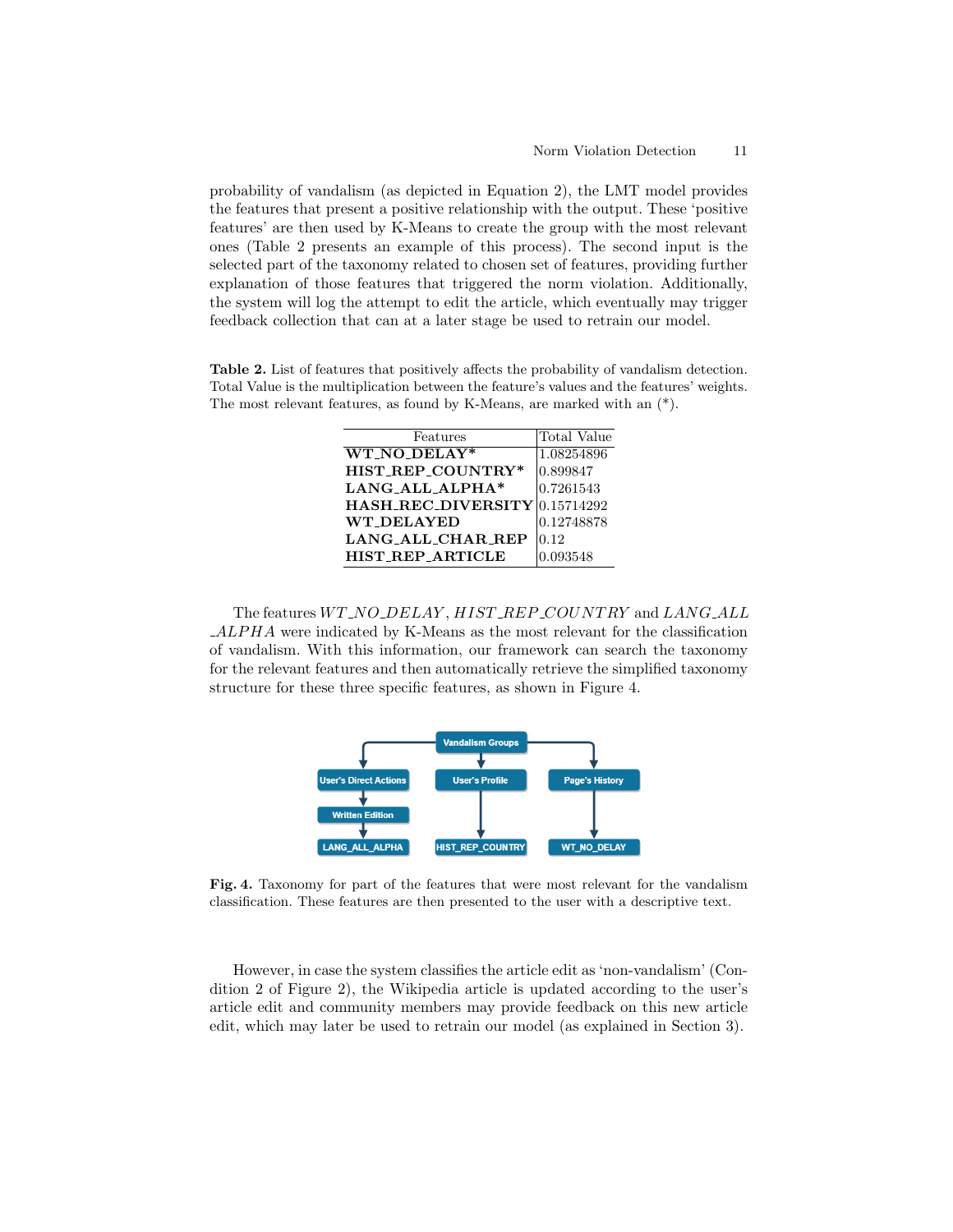probability of vandalism (as depicted in Equation 2), the LMT model provides the features that present a positive relationship with the output. These 'positive features' are then used by K-Means to create the group with the most relevant ones (Table 2 presents an example of this process). The second input is the selected part of the taxonomy related to chosen set of features, providing further explanation of those features that triggered the norm violation. Additionally, the system will log the attempt to edit the article, which eventually may trigger feedback collection that can at a later stage be used to retrain our model.

**Table 2.** List of features that positively affects the probability of vandalism detection. Total Value is the multiplication between the feature's values and the features' weights. The most relevant features, as found by K-Means, are marked with an (*).

| Features | Total Value |
|---|---|
| **WT_NO_DELAY*** | 1.08254896 |
| **HIST_REP_COUNTRY*** | 0.899847 |
| **LANG_ALL_ALPHA*** | 0.7261543 |
| **HASH_REC_DIVERSITY** | 0.15714292 |
| **WT_DELAYED** | 0.12748878 |
| **LANG_ALL_CHAR_REP** | 0.12 |
| **HIST_REP_ARTICLE** | 0.093548 |

The features *WT_NO_DELAY*, *HIST_REP_COUNTRY* and *LANG_ALL_ALPHA* were indicated by K-Means as the most relevant for the classification of vandalism. With this information, our framework can search the taxonomy for the relevant features and then automatically retrieve the simplified taxonomy structure for these three specific features, as shown in Figure 4.

**Fig. 4.** Taxonomy for part of the features that were most relevant for the vandalism classification. These features are then presented to the user with a descriptive text.

However, in case the system classifies the article edit as 'non-vandalism' (Condition 2 of Figure 2), the Wikipedia article is updated according to the user's article edit and community members may provide feedback on this new article edit, which may later be used to retrain our model (as explained in Section 3).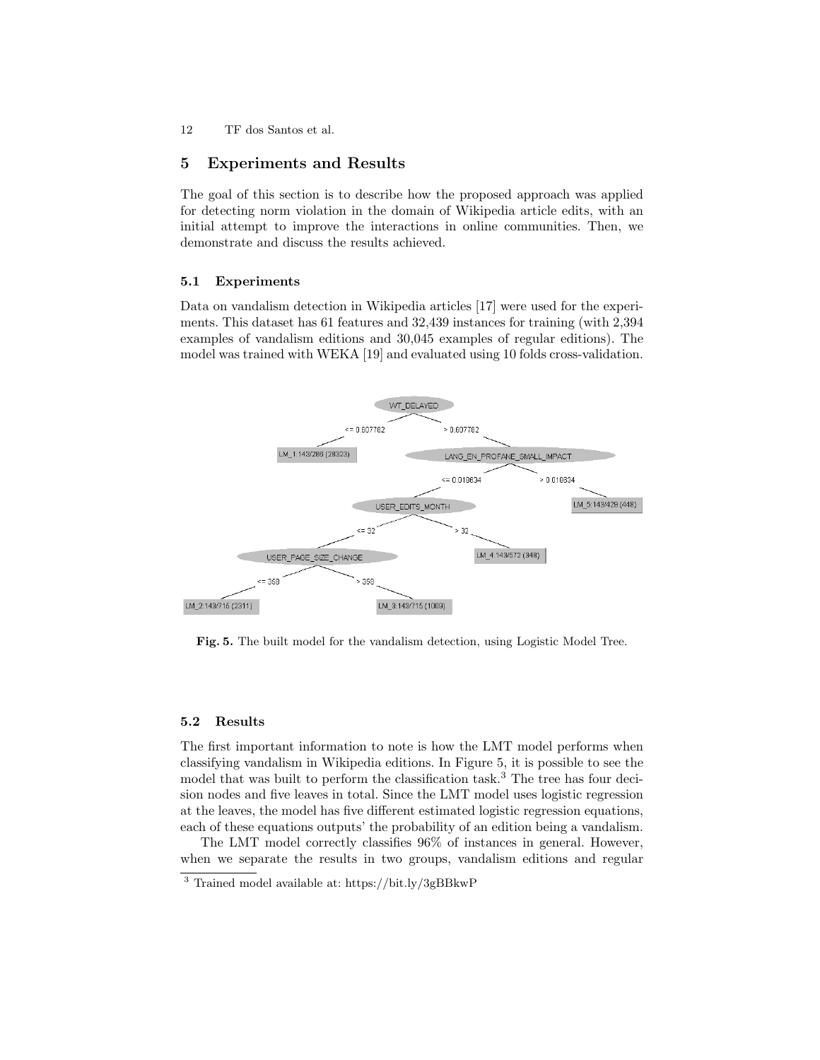## 5 Experiments and Results

The goal of this section is to describe how the proposed approach was applied for detecting norm violation in the domain of Wikipedia article edits, with an initial attempt to improve the interactions in online communities. Then, we demonstrate and discuss the results achieved.

### 5.1 Experiments

Data on vandalism detection in Wikipedia articles [17] were used for the experiments. This dataset has 61 features and 32,439 instances for training (with 2,394 examples of vandalism editions and 30,045 examples of regular editions). The model was trained with WEKA [19] and evaluated using 10 folds cross-validation.

**Fig. 5.** The built model for the vandalism detection, using Logistic Model Tree.

### 5.2 Results

The first important information to note is how the LMT model performs when classifying vandalism in Wikipedia editions. In Figure 5, it is possible to see the model that was built to perform the classification task.[3] The tree has four decision nodes and five leaves in total. Since the LMT model uses logistic regression at the leaves, the model has five different estimated logistic regression equations, each of these equations outputs' the probability of an edition being a vandalism.

The LMT model correctly classifies 96% of instances in general. However, when we separate the results in two groups, vandalism editions and regular

[3] Trained model available at: https://bit.ly/3gBBkwP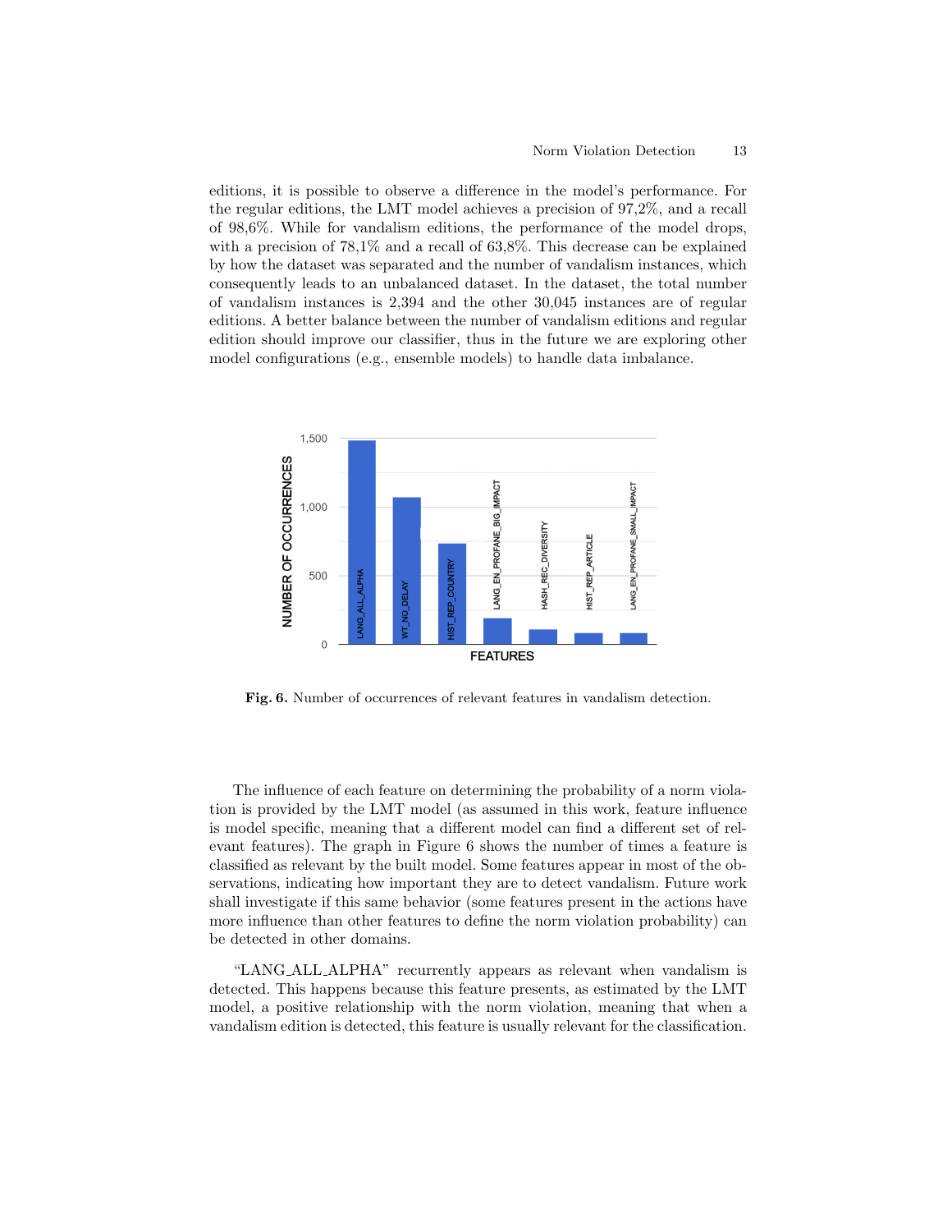editions, it is possible to observe a difference in the model's performance. For the regular editions, the LMT model achieves a precision of 97,2%, and a recall of 98,6%. While for vandalism editions, the performance of the model drops, with a precision of 78,1% and a recall of 63,8%. This decrease can be explained by how the dataset was separated and the number of vandalism instances, which consequently leads to an unbalanced dataset. In the dataset, the total number of vandalism instances is 2,394 and the other 30,045 instances are of regular editions. A better balance between the number of vandalism editions and regular edition should improve our classifier, thus in the future we are exploring other model configurations (e.g., ensemble models) to handle data imbalance.

**Fig. 6.** Number of occurrences of relevant features in vandalism detection.

The influence of each feature on determining the probability of a norm violation is provided by the LMT model (as assumed in this work, feature influence is model specific, meaning that a different model can find a different set of relevant features). The graph in Figure 6 shows the number of times a feature is classified as relevant by the built model. Some features appear in most of the observations, indicating how important they are to detect vandalism. Future work shall investigate if this same behavior (some features present in the actions have more influence than other features to define the norm violation probability) can be detected in other domains.

"LANG_ALL_ALPHA" recurrently appears as relevant when vandalism is detected. This happens because this feature presents, as estimated by the LMT model, a positive relationship with the norm violation, meaning that when a vandalism edition is detected, this feature is usually relevant for the classification.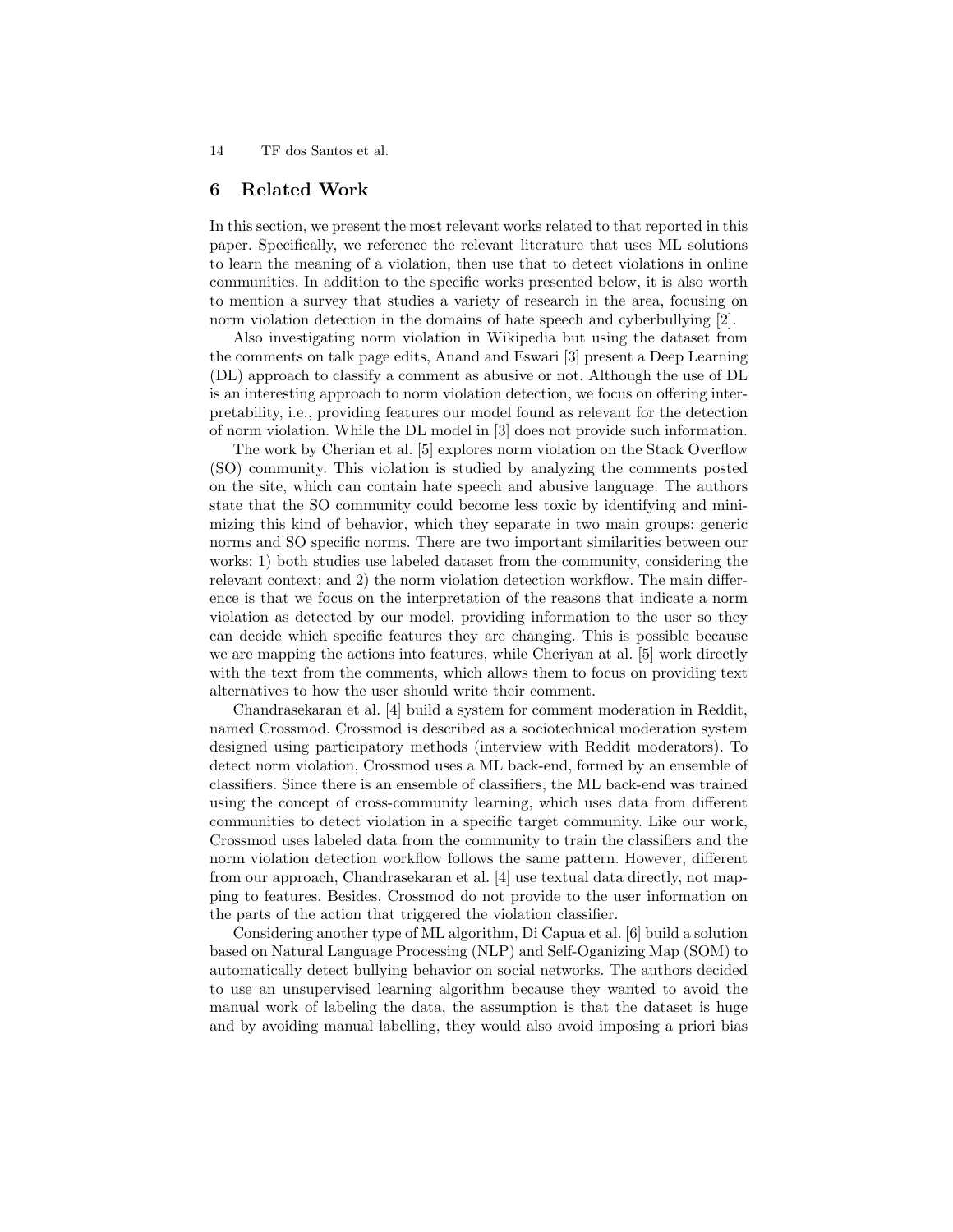## 6 Related Work

In this section, we present the most relevant works related to that reported in this paper. Specifically, we reference the relevant literature that uses ML solutions to learn the meaning of a violation, then use that to detect violations in online communities. In addition to the specific works presented below, it is also worth to mention a survey that studies a variety of research in the area, focusing on norm violation detection in the domains of hate speech and cyberbullying [2].

Also investigating norm violation in Wikipedia but using the dataset from the comments on talk page edits, Anand and Eswari [3] present a Deep Learning (DL) approach to classify a comment as abusive or not. Although the use of DL is an interesting approach to norm violation detection, we focus on offering interpretability, i.e., providing features our model found as relevant for the detection of norm violation. While the DL model in [3] does not provide such information.

The work by Cherian et al. [5] explores norm violation on the Stack Overflow (SO) community. This violation is studied by analyzing the comments posted on the site, which can contain hate speech and abusive language. The authors state that the SO community could become less toxic by identifying and minimizing this kind of behavior, which they separate in two main groups: generic norms and SO specific norms. There are two important similarities between our works: 1) both studies use labeled dataset from the community, considering the relevant context; and 2) the norm violation detection workflow. The main difference is that we focus on the interpretation of the reasons that indicate a norm violation as detected by our model, providing information to the user so they can decide which specific features they are changing. This is possible because we are mapping the actions into features, while Cheriyan at al. [5] work directly with the text from the comments, which allows them to focus on providing text alternatives to how the user should write their comment.

Chandrasekaran et al. [4] build a system for comment moderation in Reddit, named Crossmod. Crossmod is described as a sociotechnical moderation system designed using participatory methods (interview with Reddit moderators). To detect norm violation, Crossmod uses a ML back-end, formed by an ensemble of classifiers. Since there is an ensemble of classifiers, the ML back-end was trained using the concept of cross-community learning, which uses data from different communities to detect violation in a specific target community. Like our work, Crossmod uses labeled data from the community to train the classifiers and the norm violation detection workflow follows the same pattern. However, different from our approach, Chandrasekaran et al. [4] use textual data directly, not mapping to features. Besides, Crossmod do not provide to the user information on the parts of the action that triggered the violation classifier.

Considering another type of ML algorithm, Di Capua et al. [6] build a solution based on Natural Language Processing (NLP) and Self-Oganizing Map (SOM) to automatically detect bullying behavior on social networks. The authors decided to use an unsupervised learning algorithm because they wanted to avoid the manual work of labeling the data, the assumption is that the dataset is huge and by avoiding manual labelling, they would also avoid imposing a priori bias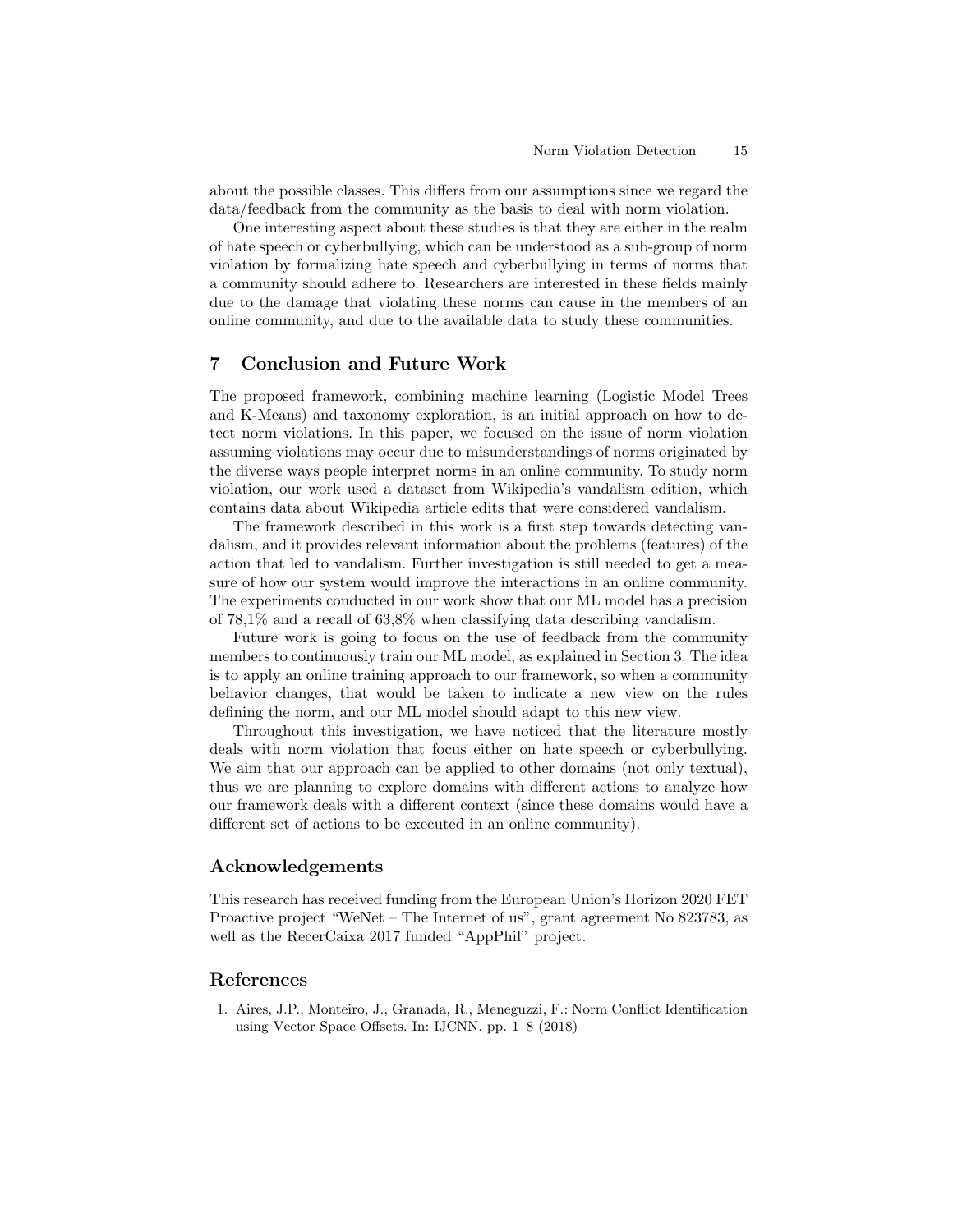about the possible classes. This differs from our assumptions since we regard the data/feedback from the community as the basis to deal with norm violation.

One interesting aspect about these studies is that they are either in the realm of hate speech or cyberbullying, which can be understood as a sub-group of norm violation by formalizing hate speech and cyberbullying in terms of norms that a community should adhere to. Researchers are interested in these fields mainly due to the damage that violating these norms can cause in the members of an online community, and due to the available data to study these communities.

## 7 Conclusion and Future Work

The proposed framework, combining machine learning (Logistic Model Trees and K-Means) and taxonomy exploration, is an initial approach on how to detect norm violations. In this paper, we focused on the issue of norm violation assuming violations may occur due to misunderstandings of norms originated by the diverse ways people interpret norms in an online community. To study norm violation, our work used a dataset from Wikipedia's vandalism edition, which contains data about Wikipedia article edits that were considered vandalism.

The framework described in this work is a first step towards detecting vandalism, and it provides relevant information about the problems (features) of the action that led to vandalism. Further investigation is still needed to get a measure of how our system would improve the interactions in an online community. The experiments conducted in our work show that our ML model has a precision of 78,1% and a recall of 63,8% when classifying data describing vandalism.

Future work is going to focus on the use of feedback from the community members to continuously train our ML model, as explained in Section 3. The idea is to apply an online training approach to our framework, so when a community behavior changes, that would be taken to indicate a new view on the rules defining the norm, and our ML model should adapt to this new view.

Throughout this investigation, we have noticed that the literature mostly deals with norm violation that focus either on hate speech or cyberbullying. We aim that our approach can be applied to other domains (not only textual), thus we are planning to explore domains with different actions to analyze how our framework deals with a different context (since these domains would have a different set of actions to be executed in an online community).

## Acknowledgements

This research has received funding from the European Union's Horizon 2020 FET Proactive project "WeNet – The Internet of us", grant agreement No 823783, as well as the RecerCaixa 2017 funded "AppPhil" project.

## References

1. Aires, J.P., Monteiro, J., Granada, R., Meneguzzi, F.: Norm Conflict Identification using Vector Space Offsets. In: IJCNN. pp. 1–8 (2018)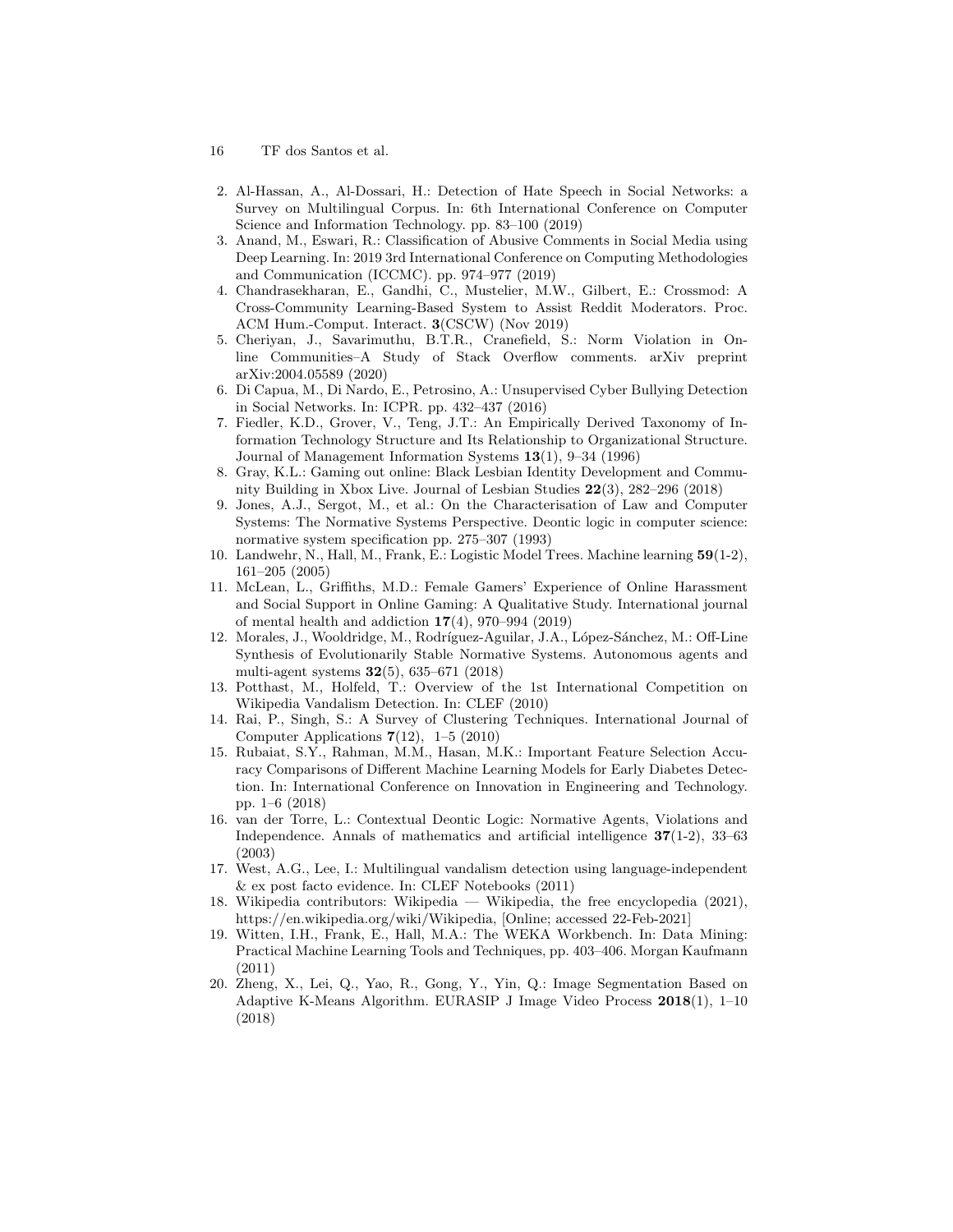2. Al-Hassan, A., Al-Dossari, H.: Detection of Hate Speech in Social Networks: a Survey on Multilingual Corpus. In: 6th International Conference on Computer Science and Information Technology. pp. 83–100 (2019)
3. Anand, M., Eswari, R.: Classification of Abusive Comments in Social Media using Deep Learning. In: 2019 3rd International Conference on Computing Methodologies and Communication (ICCMC). pp. 974–977 (2019)
4. Chandrasekharan, E., Gandhi, C., Mustelier, M.W., Gilbert, E.: Crossmod: A Cross-Community Learning-Based System to Assist Reddit Moderators. Proc. ACM Hum.-Comput. Interact. **3**(CSCW) (Nov 2019)
5. Cheriyan, J., Savarimuthu, B.T.R., Cranefield, S.: Norm Violation in Online Communities–A Study of Stack Overflow comments. arXiv preprint arXiv:2004.05589 (2020)
6. Di Capua, M., Di Nardo, E., Petrosino, A.: Unsupervised Cyber Bullying Detection in Social Networks. In: ICPR. pp. 432–437 (2016)
7. Fiedler, K.D., Grover, V., Teng, J.T.: An Empirically Derived Taxonomy of Information Technology Structure and Its Relationship to Organizational Structure. Journal of Management Information Systems **13**(1), 9–34 (1996)
8. Gray, K.L.: Gaming out online: Black Lesbian Identity Development and Community Building in Xbox Live. Journal of Lesbian Studies **22**(3), 282–296 (2018)
9. Jones, A.J., Sergot, M., et al.: On the Characterisation of Law and Computer Systems: The Normative Systems Perspective. Deontic logic in computer science: normative system specification pp. 275–307 (1993)
10. Landwehr, N., Hall, M., Frank, E.: Logistic Model Trees. Machine learning **59**(1-2), 161–205 (2005)
11. McLean, L., Griffiths, M.D.: Female Gamers' Experience of Online Harassment and Social Support in Online Gaming: A Qualitative Study. International journal of mental health and addiction **17**(4), 970–994 (2019)
12. Morales, J., Wooldridge, M., Rodríguez-Aguilar, J.A., López-Sánchez, M.: Off-Line Synthesis of Evolutionarily Stable Normative Systems. Autonomous agents and multi-agent systems **32**(5), 635–671 (2018)
13. Potthast, M., Holfeld, T.: Overview of the 1st International Competition on Wikipedia Vandalism Detection. In: CLEF (2010)
14. Rai, P., Singh, S.: A Survey of Clustering Techniques. International Journal of Computer Applications **7**(12), 1–5 (2010)
15. Rubaiat, S.Y., Rahman, M.M., Hasan, M.K.: Important Feature Selection Accuracy Comparisons of Different Machine Learning Models for Early Diabetes Detection. In: International Conference on Innovation in Engineering and Technology. pp. 1–6 (2018)
16. van der Torre, L.: Contextual Deontic Logic: Normative Agents, Violations and Independence. Annals of mathematics and artificial intelligence **37**(1-2), 33–63 (2003)
17. West, A.G., Lee, I.: Multilingual vandalism detection using language-independent & ex post facto evidence. In: CLEF Notebooks (2011)
18. Wikipedia contributors: Wikipedia — Wikipedia, the free encyclopedia (2021), https://en.wikipedia.org/wiki/Wikipedia, [Online; accessed 22-Feb-2021]
19. Witten, I.H., Frank, E., Hall, M.A.: The WEKA Workbench. In: Data Mining: Practical Machine Learning Tools and Techniques, pp. 403–406. Morgan Kaufmann (2011)
20. Zheng, X., Lei, Q., Yao, R., Gong, Y., Yin, Q.: Image Segmentation Based on Adaptive K-Means Algorithm. EURASIP J Image Video Process **2018**(1), 1–10 (2018)